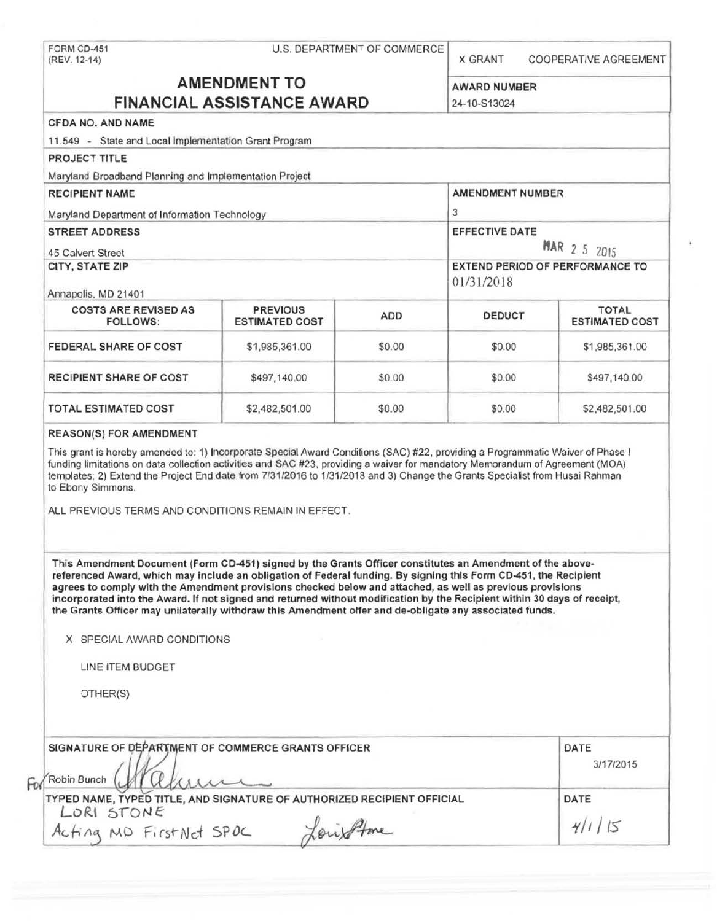FORM CD-451
(REV. 12-14)

U.S. DEPARTMENT OF COMMERCE

X GRANT    COOPERATIVE AGREEMENT

# AMENDMENT TO FINANCIAL ASSISTANCE AWARD

**AWARD NUMBER**
24-10-S13024

**CFDA NO. AND NAME**
11.549 - State and Local Implementation Grant Program

**PROJECT TITLE**
Maryland Broadband Planning and Implementation Project

**RECIPIENT NAME**
Maryland Department of Information Technology

**AMENDMENT NUMBER**
3

**STREET ADDRESS**
45 Calvert Street

**EFFECTIVE DATE**
MAR 2 5 2015

**CITY, STATE ZIP**
Annapolis, MD 21401

**EXTEND PERIOD OF PERFORMANCE TO**
01/31/2018

| COSTS ARE REVISED AS FOLLOWS: | PREVIOUS ESTIMATED COST | ADD | DEDUCT | TOTAL ESTIMATED COST |
|---|---|---|---|---|
| FEDERAL SHARE OF COST | $1,985,361.00 | $0.00 | $0.00 | $1,985,361.00 |
| RECIPIENT SHARE OF COST | $497,140.00 | $0.00 | $0.00 | $497,140.00 |
| TOTAL ESTIMATED COST | $2,482,501.00 | $0.00 | $0.00 | $2,482,501.00 |

**REASON(S) FOR AMENDMENT**

This grant is hereby amended to: 1) Incorporate Special Award Conditions (SAC) #22, providing a Programmatic Waiver of Phase I funding limitations on data collection activities and SAC #23, providing a waiver for mandatory Memorandum of Agreement (MOA) templates; 2) Extend the Project End date from 7/31/2016 to 1/31/2018 and 3) Change the Grants Specialist from Husai Rahman to Ebony Simmons.

ALL PREVIOUS TERMS AND CONDITIONS REMAIN IN EFFECT.

**This Amendment Document (Form CD-451) signed by the Grants Officer constitutes an Amendment of the above-referenced Award, which may include an obligation of Federal funding. By signing this Form CD-451, the Recipient agrees to comply with the Amendment provisions checked below and attached, as well as previous provisions incorporated into the Award. If not signed and returned without modification by the Recipient within 30 days of receipt, the Grants Officer may unilaterally withdraw this Amendment offer and de-obligate any associated funds.**

X SPECIAL AWARD CONDITIONS

LINE ITEM BUDGET

OTHER(S)

| SIGNATURE OF DEPARTMENT OF COMMERCE GRANTS OFFICER | DATE |
|---|---|
| For Robin Bunch | 3/17/2015 |
| **TYPED NAME, TYPED TITLE, AND SIGNATURE OF AUTHORIZED RECIPIENT OFFICIAL** | **DATE** |
| LORI STONE<br>Acting MD FirstNet SPOC    Lori Stone | 4/1/15 |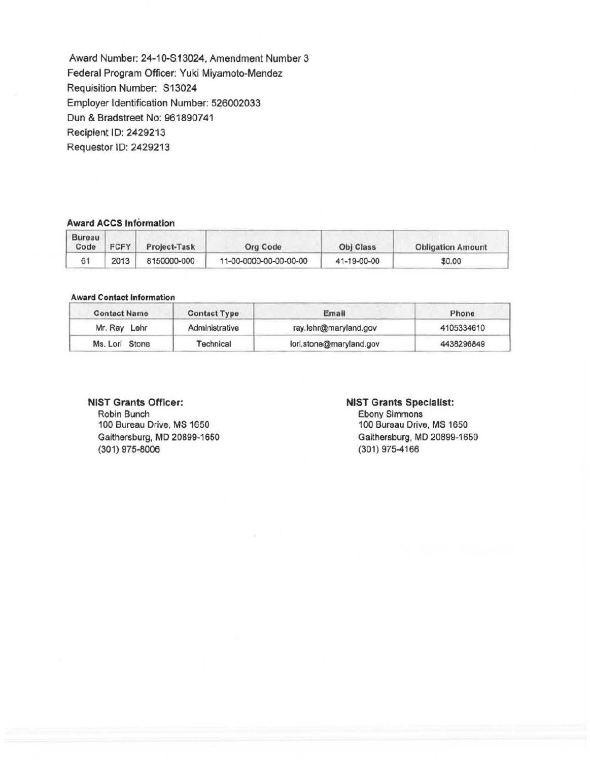Award Number: 24-10-S13024, Amendment Number 3
Federal Program Officer: Yuki Miyamoto-Mendez
Requisition Number: S13024
Employer Identification Number: 526002033
Dun & Bradstreet No: 961890741
Recipient ID: 2429213
Requestor ID: 2429213

**Award ACCS Information**

| Bureau Code | FCFY | Project-Task | Org Code | Obj Class | Obligation Amount |
|---|---|---|---|---|---|
| 61 | 2013 | 8150000-000 | 11-00-0000-00-00-00-00 | 41-19-00-00 | $0.00 |

**Award Contact Information**

| Contact Name | Contact Type | Email | Phone |
|---|---|---|---|
| Mr. Ray Lehr | Administrative | ray.lehr@maryland.gov | 4105334610 |
| Ms. Lori Stone | Technical | lori.stone@maryland.gov | 4438296849 |

**NIST Grants Officer:**
Robin Bunch
100 Bureau Drive, MS 1650
Gaithersburg, MD 20899-1650
(301) 975-8006

**NIST Grants Specialist:**
Ebony Simmons
100 Bureau Drive, MS 1650
Gaithersburg, MD 20899-1650
(301) 975-4166